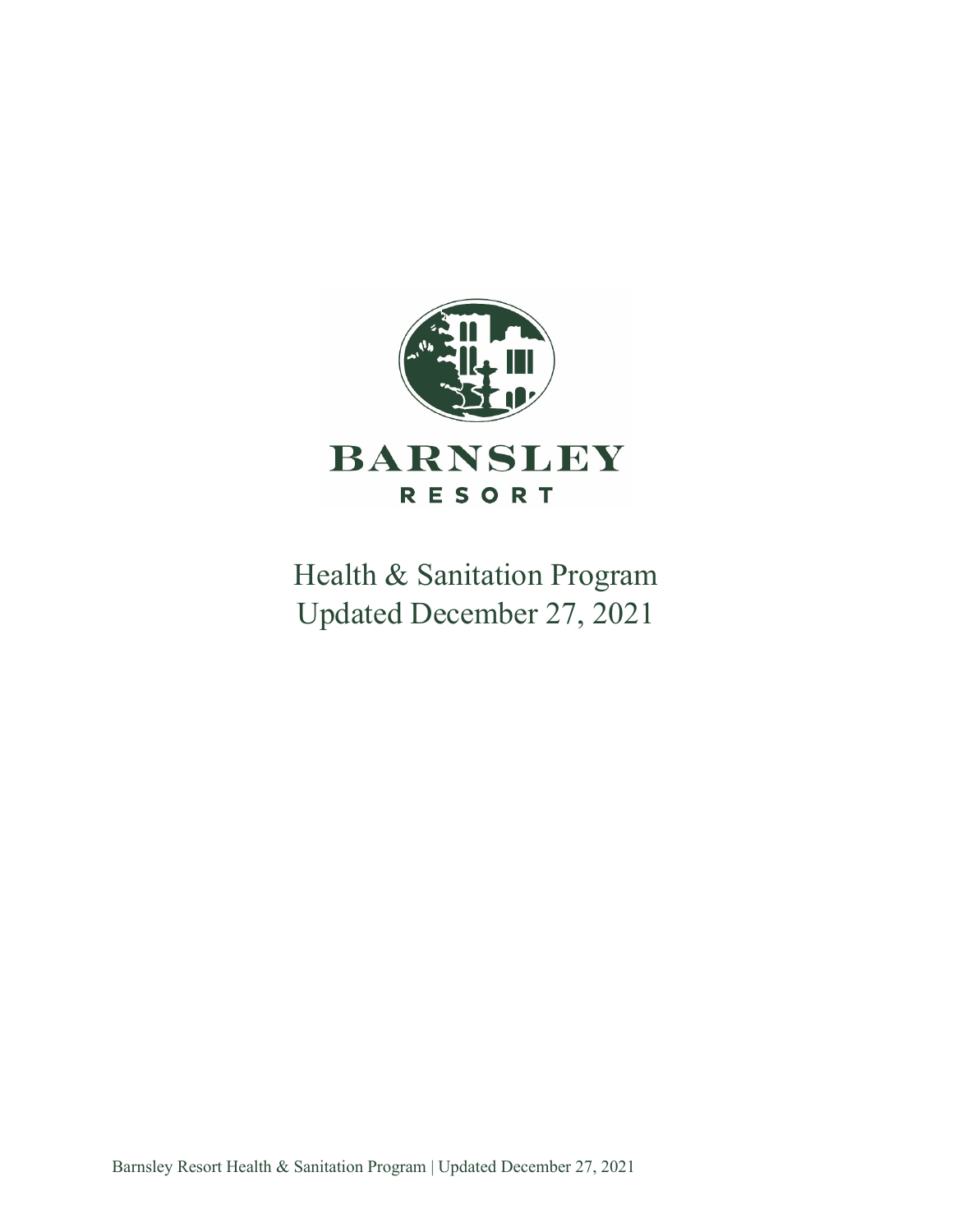# BARNSLEY
RESORT

Health & Sanitation Program
Updated December 27, 2021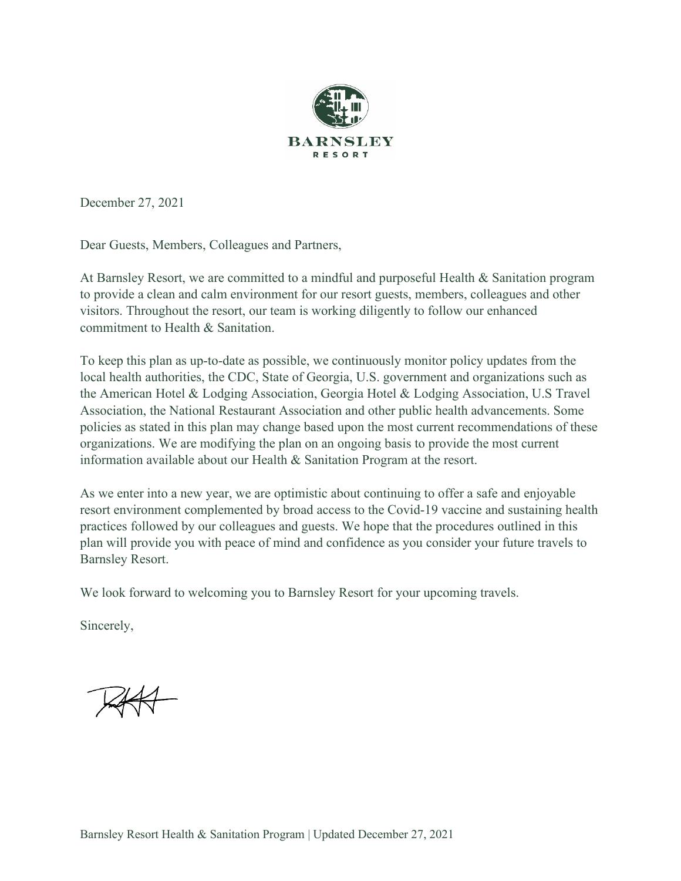December 27, 2021

Dear Guests, Members, Colleagues and Partners,

At Barnsley Resort, we are committed to a mindful and purposeful Health & Sanitation program to provide a clean and calm environment for our resort guests, members, colleagues and other visitors. Throughout the resort, our team is working diligently to follow our enhanced commitment to Health & Sanitation.

To keep this plan as up-to-date as possible, we continuously monitor policy updates from the local health authorities, the CDC, State of Georgia, U.S. government and organizations such as the American Hotel & Lodging Association, Georgia Hotel & Lodging Association, U.S Travel Association, the National Restaurant Association and other public health advancements. Some policies as stated in this plan may change based upon the most current recommendations of these organizations. We are modifying the plan on an ongoing basis to provide the most current information available about our Health & Sanitation Program at the resort.

As we enter into a new year, we are optimistic about continuing to offer a safe and enjoyable resort environment complemented by broad access to the Covid-19 vaccine and sustaining health practices followed by our colleagues and guests. We hope that the procedures outlined in this plan will provide you with peace of mind and confidence as you consider your future travels to Barnsley Resort.

We look forward to welcoming you to Barnsley Resort for your upcoming travels.

Sincerely,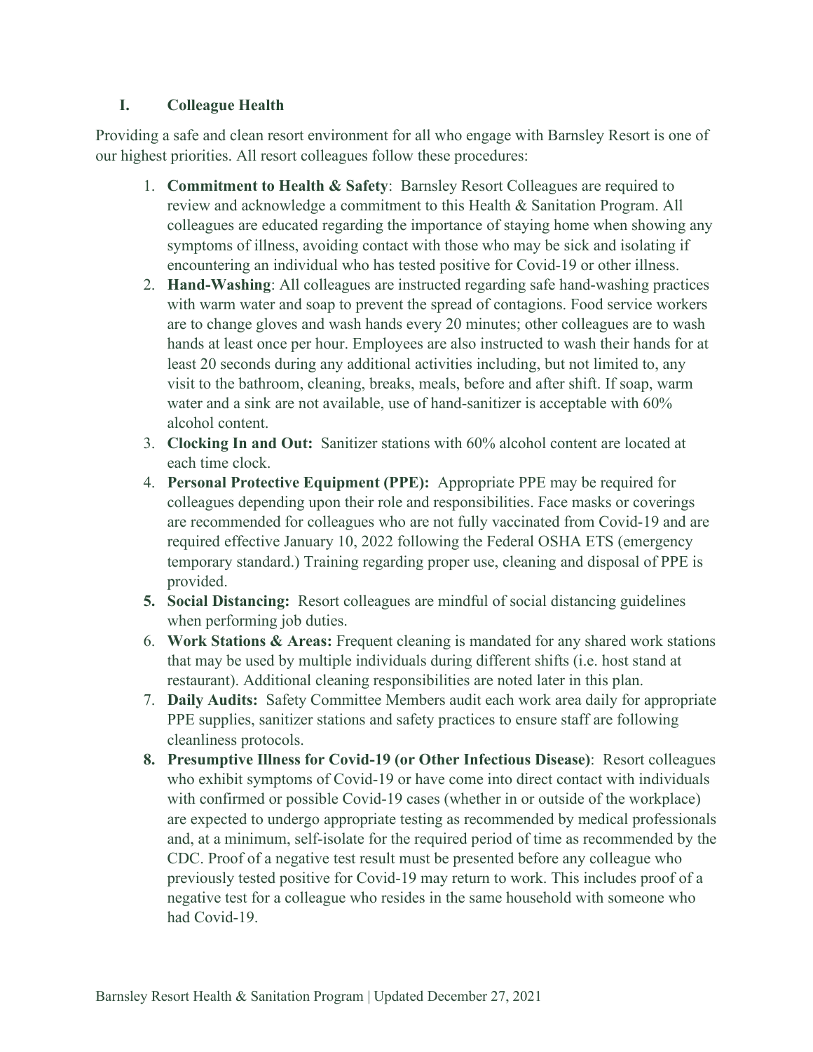## I. Colleague Health

Providing a safe and clean resort environment for all who engage with Barnsley Resort is one of our highest priorities. All resort colleagues follow these procedures:

1. **Commitment to Health & Safety**: Barnsley Resort Colleagues are required to review and acknowledge a commitment to this Health & Sanitation Program. All colleagues are educated regarding the importance of staying home when showing any symptoms of illness, avoiding contact with those who may be sick and isolating if encountering an individual who has tested positive for Covid-19 or other illness.
2. **Hand-Washing**: All colleagues are instructed regarding safe hand-washing practices with warm water and soap to prevent the spread of contagions. Food service workers are to change gloves and wash hands every 20 minutes; other colleagues are to wash hands at least once per hour. Employees are also instructed to wash their hands for at least 20 seconds during any additional activities including, but not limited to, any visit to the bathroom, cleaning, breaks, meals, before and after shift. If soap, warm water and a sink are not available, use of hand-sanitizer is acceptable with 60% alcohol content.
3. **Clocking In and Out:** Sanitizer stations with 60% alcohol content are located at each time clock.
4. **Personal Protective Equipment (PPE):** Appropriate PPE may be required for colleagues depending upon their role and responsibilities. Face masks or coverings are recommended for colleagues who are not fully vaccinated from Covid-19 and are required effective January 10, 2022 following the Federal OSHA ETS (emergency temporary standard.) Training regarding proper use, cleaning and disposal of PPE is provided.
5. **Social Distancing:** Resort colleagues are mindful of social distancing guidelines when performing job duties.
6. **Work Stations & Areas:** Frequent cleaning is mandated for any shared work stations that may be used by multiple individuals during different shifts (i.e. host stand at restaurant). Additional cleaning responsibilities are noted later in this plan.
7. **Daily Audits:** Safety Committee Members audit each work area daily for appropriate PPE supplies, sanitizer stations and safety practices to ensure staff are following cleanliness protocols.
8. **Presumptive Illness for Covid-19 (or Other Infectious Disease)**: Resort colleagues who exhibit symptoms of Covid-19 or have come into direct contact with individuals with confirmed or possible Covid-19 cases (whether in or outside of the workplace) are expected to undergo appropriate testing as recommended by medical professionals and, at a minimum, self-isolate for the required period of time as recommended by the CDC. Proof of a negative test result must be presented before any colleague who previously tested positive for Covid-19 may return to work. This includes proof of a negative test for a colleague who resides in the same household with someone who had Covid-19.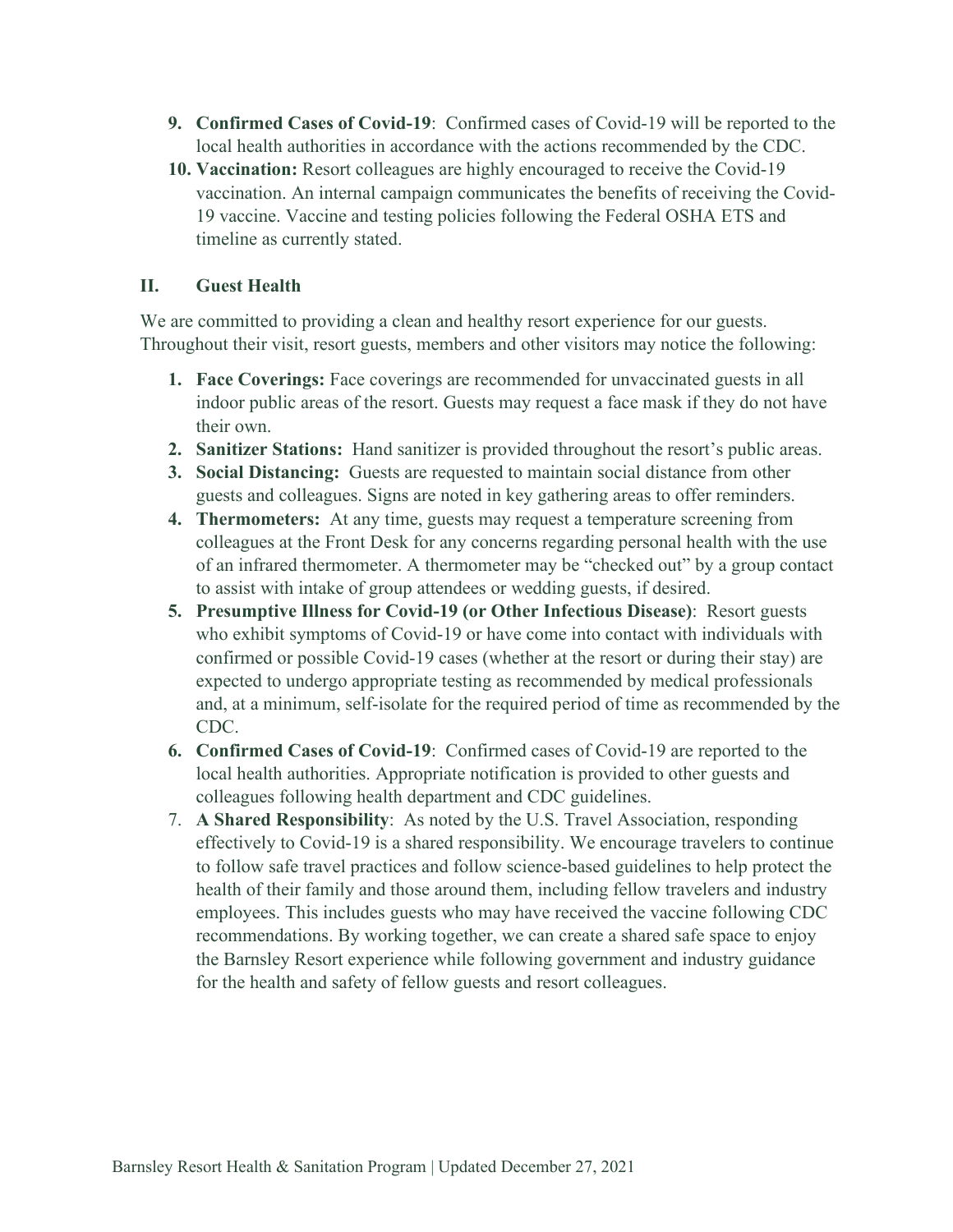9. **Confirmed Cases of Covid-19**: Confirmed cases of Covid-19 will be reported to the local health authorities in accordance with the actions recommended by the CDC.
10. **Vaccination:** Resort colleagues are highly encouraged to receive the Covid-19 vaccination. An internal campaign communicates the benefits of receiving the Covid-19 vaccine. Vaccine and testing policies following the Federal OSHA ETS and timeline as currently stated.

## II. Guest Health

We are committed to providing a clean and healthy resort experience for our guests. Throughout their visit, resort guests, members and other visitors may notice the following:

1. **Face Coverings:** Face coverings are recommended for unvaccinated guests in all indoor public areas of the resort. Guests may request a face mask if they do not have their own.
2. **Sanitizer Stations:** Hand sanitizer is provided throughout the resort's public areas.
3. **Social Distancing:** Guests are requested to maintain social distance from other guests and colleagues. Signs are noted in key gathering areas to offer reminders.
4. **Thermometers:** At any time, guests may request a temperature screening from colleagues at the Front Desk for any concerns regarding personal health with the use of an infrared thermometer. A thermometer may be "checked out" by a group contact to assist with intake of group attendees or wedding guests, if desired.
5. **Presumptive Illness for Covid-19 (or Other Infectious Disease)**: Resort guests who exhibit symptoms of Covid-19 or have come into contact with individuals with confirmed or possible Covid-19 cases (whether at the resort or during their stay) are expected to undergo appropriate testing as recommended by medical professionals and, at a minimum, self-isolate for the required period of time as recommended by the CDC.
6. **Confirmed Cases of Covid-19**: Confirmed cases of Covid-19 are reported to the local health authorities. Appropriate notification is provided to other guests and colleagues following health department and CDC guidelines.
7. **A Shared Responsibility**: As noted by the U.S. Travel Association, responding effectively to Covid-19 is a shared responsibility. We encourage travelers to continue to follow safe travel practices and follow science-based guidelines to help protect the health of their family and those around them, including fellow travelers and industry employees. This includes guests who may have received the vaccine following CDC recommendations. By working together, we can create a shared safe space to enjoy the Barnsley Resort experience while following government and industry guidance for the health and safety of fellow guests and resort colleagues.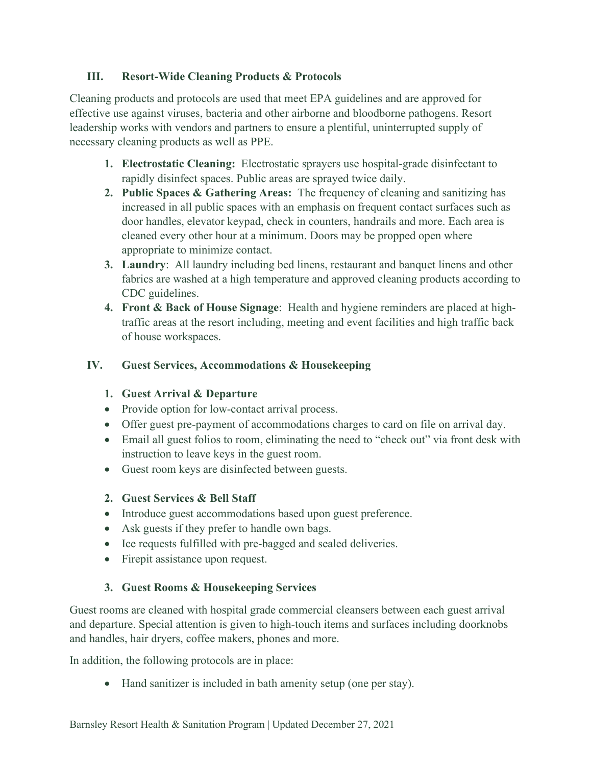## III. Resort-Wide Cleaning Products & Protocols

Cleaning products and protocols are used that meet EPA guidelines and are approved for effective use against viruses, bacteria and other airborne and bloodborne pathogens. Resort leadership works with vendors and partners to ensure a plentiful, uninterrupted supply of necessary cleaning products as well as PPE.

1. **Electrostatic Cleaning:** Electrostatic sprayers use hospital-grade disinfectant to rapidly disinfect spaces. Public areas are sprayed twice daily.
2. **Public Spaces & Gathering Areas:** The frequency of cleaning and sanitizing has increased in all public spaces with an emphasis on frequent contact surfaces such as door handles, elevator keypad, check in counters, handrails and more. Each area is cleaned every other hour at a minimum. Doors may be propped open where appropriate to minimize contact.
3. **Laundry**: All laundry including bed linens, restaurant and banquet linens and other fabrics are washed at a high temperature and approved cleaning products according to CDC guidelines.
4. **Front & Back of House Signage**: Health and hygiene reminders are placed at high-traffic areas at the resort including, meeting and event facilities and high traffic back of house workspaces.

## IV. Guest Services, Accommodations & Housekeeping

### 1. Guest Arrival & Departure

- Provide option for low-contact arrival process.
- Offer guest pre-payment of accommodations charges to card on file on arrival day.
- Email all guest folios to room, eliminating the need to "check out" via front desk with instruction to leave keys in the guest room.
- Guest room keys are disinfected between guests.

### 2. Guest Services & Bell Staff

- Introduce guest accommodations based upon guest preference.
- Ask guests if they prefer to handle own bags.
- Ice requests fulfilled with pre-bagged and sealed deliveries.
- Firepit assistance upon request.

### 3. Guest Rooms & Housekeeping Services

Guest rooms are cleaned with hospital grade commercial cleansers between each guest arrival and departure. Special attention is given to high-touch items and surfaces including doorknobs and handles, hair dryers, coffee makers, phones and more.

In addition, the following protocols are in place:

- Hand sanitizer is included in bath amenity setup (one per stay).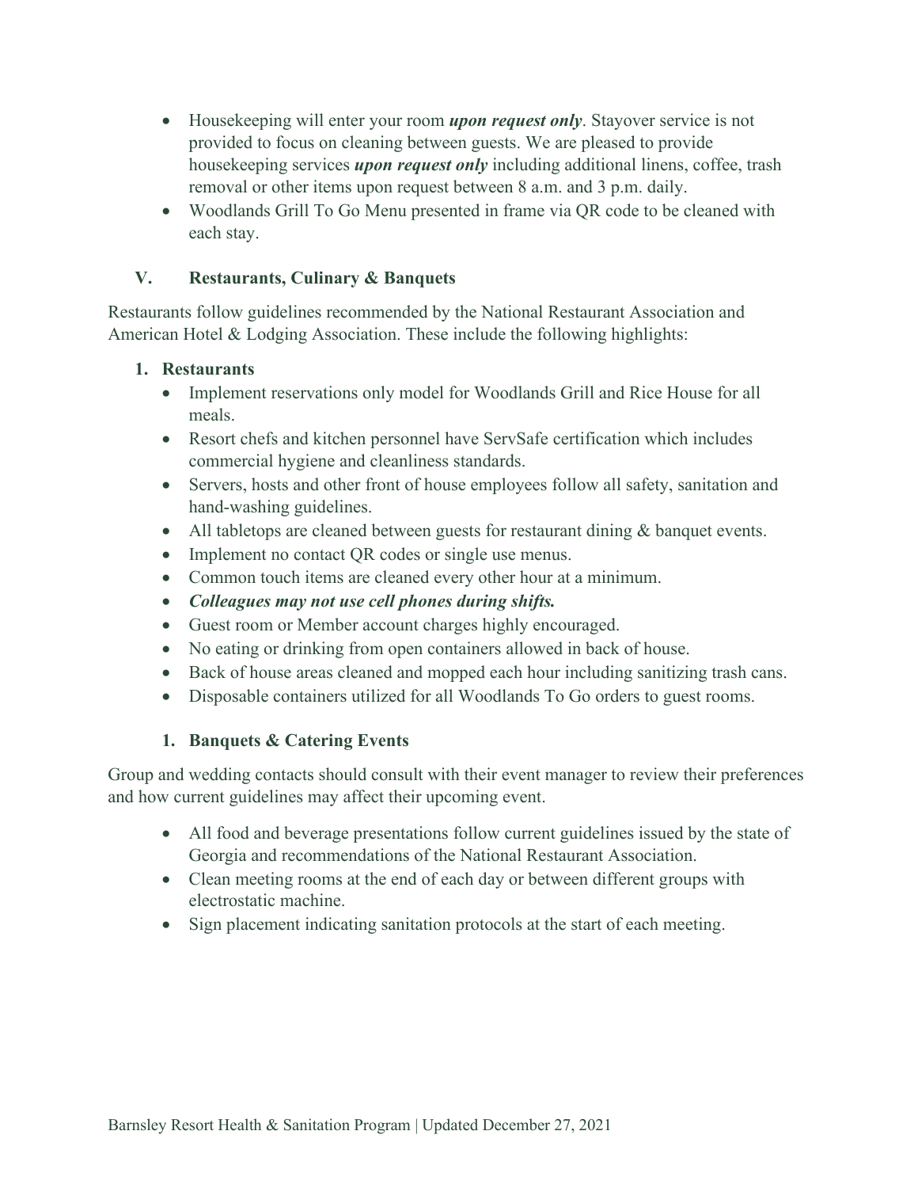- Housekeeping will enter your room ***upon request only***. Stayover service is not provided to focus on cleaning between guests. We are pleased to provide housekeeping services ***upon request only*** including additional linens, coffee, trash removal or other items upon request between 8 a.m. and 3 p.m. daily.
- Woodlands Grill To Go Menu presented in frame via QR code to be cleaned with each stay.

## V. Restaurants, Culinary & Banquets

Restaurants follow guidelines recommended by the National Restaurant Association and American Hotel & Lodging Association. These include the following highlights:

### 1. Restaurants

- Implement reservations only model for Woodlands Grill and Rice House for all meals.
- Resort chefs and kitchen personnel have ServSafe certification which includes commercial hygiene and cleanliness standards.
- Servers, hosts and other front of house employees follow all safety, sanitation and hand-washing guidelines.
- All tabletops are cleaned between guests for restaurant dining & banquet events.
- Implement no contact QR codes or single use menus.
- Common touch items are cleaned every other hour at a minimum.
- ***Colleagues may not use cell phones during shifts.***
- Guest room or Member account charges highly encouraged.
- No eating or drinking from open containers allowed in back of house.
- Back of house areas cleaned and mopped each hour including sanitizing trash cans.
- Disposable containers utilized for all Woodlands To Go orders to guest rooms.

### 1. Banquets & Catering Events

Group and wedding contacts should consult with their event manager to review their preferences and how current guidelines may affect their upcoming event.

- All food and beverage presentations follow current guidelines issued by the state of Georgia and recommendations of the National Restaurant Association.
- Clean meeting rooms at the end of each day or between different groups with electrostatic machine.
- Sign placement indicating sanitation protocols at the start of each meeting.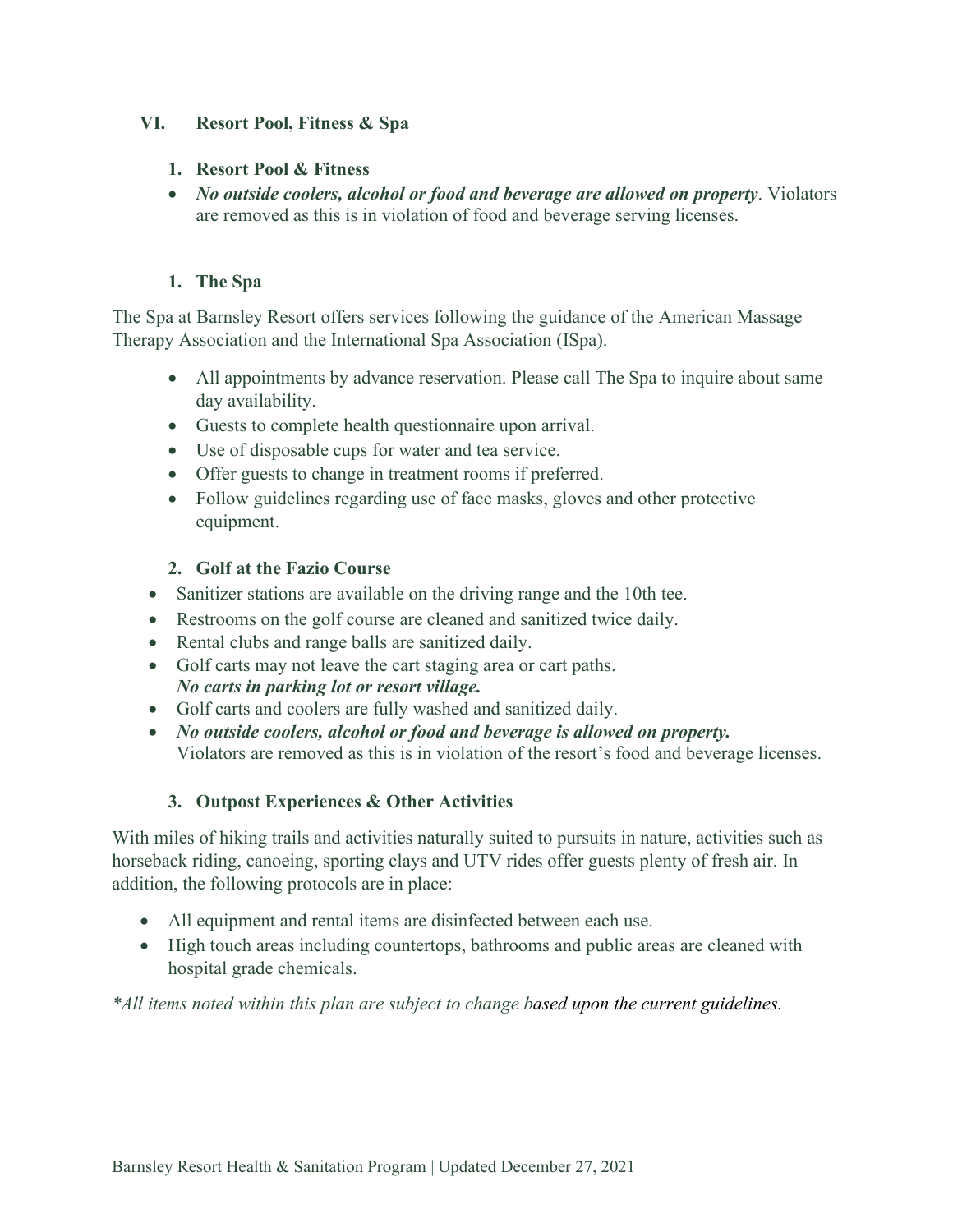## VI. Resort Pool, Fitness & Spa

### 1. Resort Pool & Fitness

- ***No outside coolers, alcohol or food and beverage are allowed on property***. Violators are removed as this is in violation of food and beverage serving licenses.

### 1. The Spa

The Spa at Barnsley Resort offers services following the guidance of the American Massage Therapy Association and the International Spa Association (ISpa).

- All appointments by advance reservation. Please call The Spa to inquire about same day availability.
- Guests to complete health questionnaire upon arrival.
- Use of disposable cups for water and tea service.
- Offer guests to change in treatment rooms if preferred.
- Follow guidelines regarding use of face masks, gloves and other protective equipment.

### 2. Golf at the Fazio Course

- Sanitizer stations are available on the driving range and the 10th tee.
- Restrooms on the golf course are cleaned and sanitized twice daily.
- Rental clubs and range balls are sanitized daily.
- Golf carts may not leave the cart staging area or cart paths.
  ***No carts in parking lot or resort village.***
- Golf carts and coolers are fully washed and sanitized daily.
- ***No outside coolers, alcohol or food and beverage is allowed on property.***
  Violators are removed as this is in violation of the resort's food and beverage licenses.

### 3. Outpost Experiences & Other Activities

With miles of hiking trails and activities naturally suited to pursuits in nature, activities such as horseback riding, canoeing, sporting clays and UTV rides offer guests plenty of fresh air. In addition, the following protocols are in place:

- All equipment and rental items are disinfected between each use.
- High touch areas including countertops, bathrooms and public areas are cleaned with hospital grade chemicals.

*\*All items noted within this plan are subject to change based upon the current guidelines.*